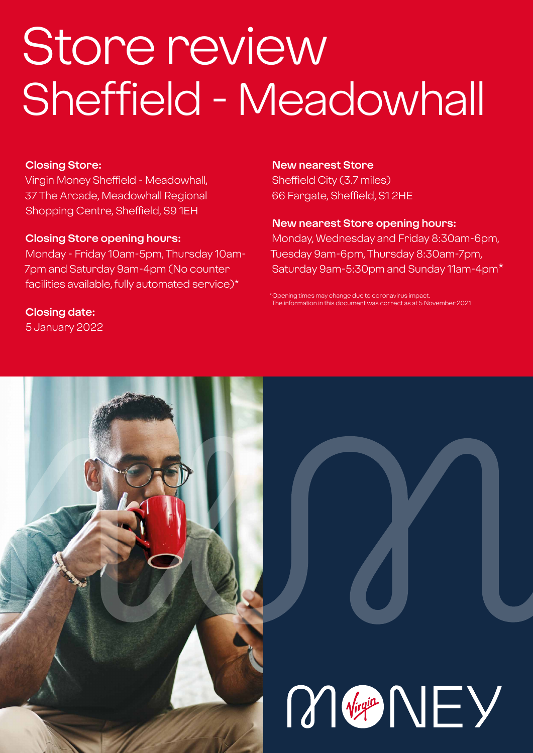# Store review
# Sheffield - Meadowhall

**Closing Store:**
Virgin Money Sheffield - Meadowhall, 37 The Arcade, Meadowhall Regional Shopping Centre, Sheffield, S9 1EH

**Closing Store opening hours:**
Monday - Friday 10am-5pm, Thursday 10am-7pm and Saturday 9am-4pm (No counter facilities available, fully automated service)*

**Closing date:**
5 January 2022

**New nearest Store**
Sheffield City (3.7 miles)
66 Fargate, Sheffield, S1 2HE

**New nearest Store opening hours:**
Monday, Wednesday and Friday 8:30am-6pm, Tuesday 9am-6pm, Thursday 8:30am-7pm, Saturday 9am-5:30pm and Sunday 11am-4pm*

*Opening times may change due to coronavirus impact.
The information in this document was correct as at 5 November 2021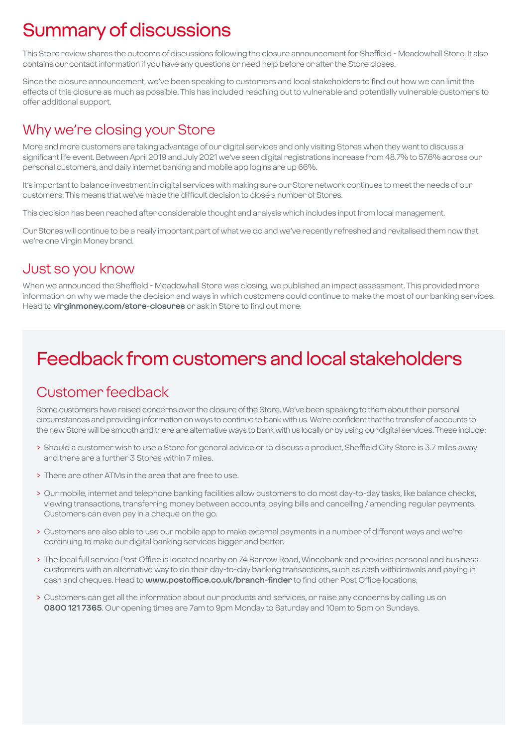# Summary of discussions

This Store review shares the outcome of discussions following the closure announcement for Sheffield - Meadowhall Store. It also contains our contact information if you have any questions or need help before or after the Store closes.

Since the closure announcement, we've been speaking to customers and local stakeholders to find out how we can limit the effects of this closure as much as possible. This has included reaching out to vulnerable and potentially vulnerable customers to offer additional support.

## Why we're closing your Store

More and more customers are taking advantage of our digital services and only visiting Stores when they want to discuss a significant life event. Between April 2019 and July 2021 we've seen digital registrations increase from 48.7% to 57.6% across our personal customers, and daily internet banking and mobile app logins are up 66%.

It's important to balance investment in digital services with making sure our Store network continues to meet the needs of our customers. This means that we've made the difficult decision to close a number of Stores.

This decision has been reached after considerable thought and analysis which includes input from local management.

Our Stores will continue to be a really important part of what we do and we've recently refreshed and revitalised them now that we're one Virgin Money brand.

## Just so you know

When we announced the Sheffield - Meadowhall Store was closing, we published an impact assessment. This provided more information on why we made the decision and ways in which customers could continue to make the most of our banking services. Head to **virginmoney.com/store-closures** or ask in Store to find out more.

# Feedback from customers and local stakeholders

## Customer feedback

Some customers have raised concerns over the closure of the Store. We've been speaking to them about their personal circumstances and providing information on ways to continue to bank with us. We're confident that the transfer of accounts to the new Store will be smooth and there are alternative ways to bank with us locally or by using our digital services. These include:

- Should a customer wish to use a Store for general advice or to discuss a product, Sheffield City Store is 3.7 miles away and there are a further 3 Stores within 7 miles.
- There are other ATMs in the area that are free to use.
- Our mobile, internet and telephone banking facilities allow customers to do most day-to-day tasks, like balance checks, viewing transactions, transferring money between accounts, paying bills and cancelling / amending regular payments. Customers can even pay in a cheque on the go.
- Customers are also able to use our mobile app to make external payments in a number of different ways and we're continuing to make our digital banking services bigger and better.
- The local full service Post Office is located nearby on 74 Barrow Road, Wincobank and provides personal and business customers with an alternative way to do their day-to-day banking transactions, such as cash withdrawals and paying in cash and cheques. Head to **www.postoffice.co.uk/branch-finder** to find other Post Office locations.
- Customers can get all the information about our products and services, or raise any concerns by calling us on **0800 121 7365**. Our opening times are 7am to 9pm Monday to Saturday and 10am to 5pm on Sundays.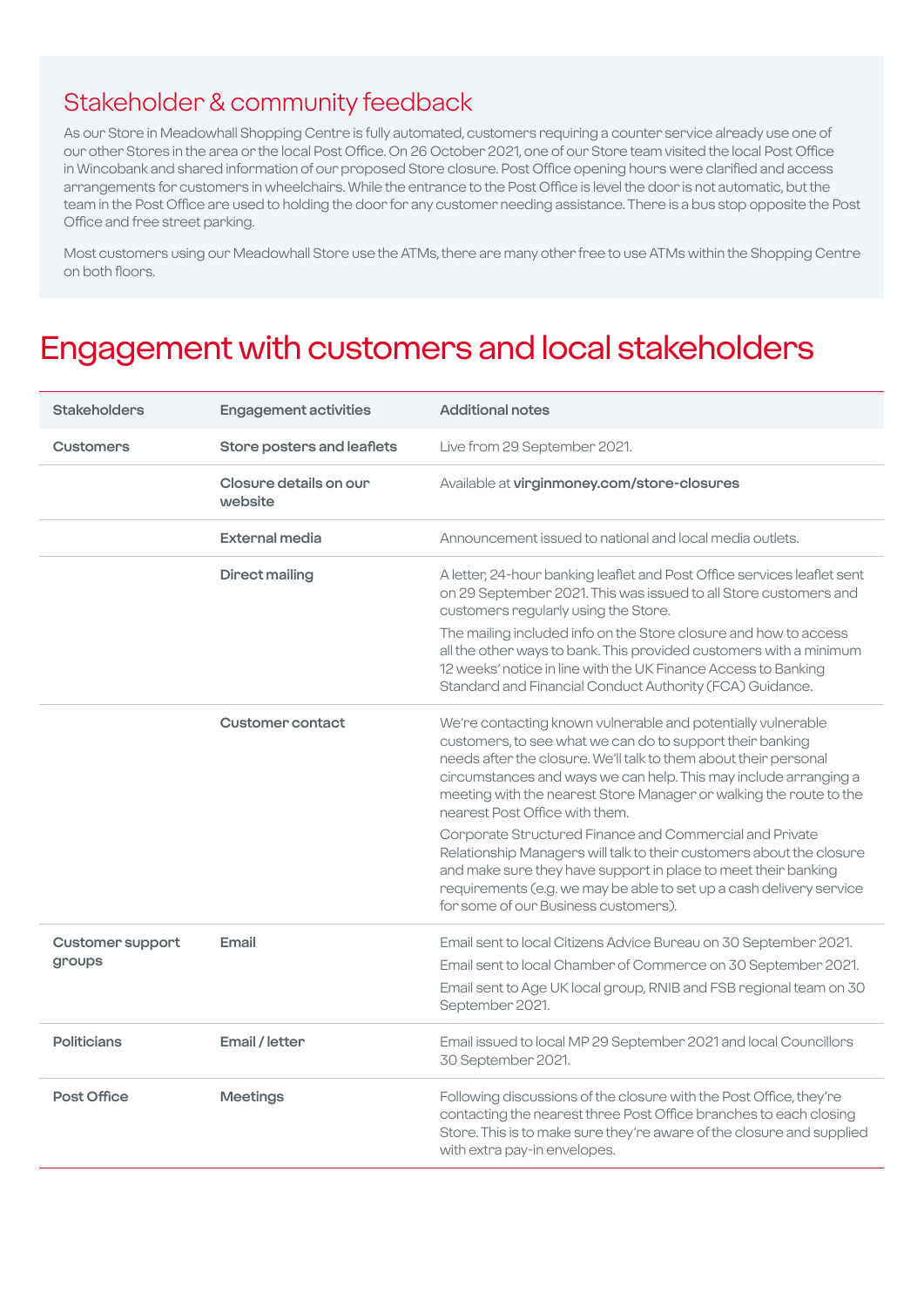## Stakeholder & community feedback

As our Store in Meadowhall Shopping Centre is fully automated, customers requiring a counter service already use one of our other Stores in the area or the local Post Office. On 26 October 2021, one of our Store team visited the local Post Office in Wincobank and shared information of our proposed Store closure. Post Office opening hours were clarified and access arrangements for customers in wheelchairs. While the entrance to the Post Office is level the door is not automatic, but the team in the Post Office are used to holding the door for any customer needing assistance. There is a bus stop opposite the Post Office and free street parking.

Most customers using our Meadowhall Store use the ATMs, there are many other free to use ATMs within the Shopping Centre on both floors.

# Engagement with customers and local stakeholders

| Stakeholders | Engagement activities | Additional notes |
|---|---|---|
| Customers | Store posters and leaflets | Live from 29 September 2021. |
| | Closure details on our website | Available at **virginmoney.com/store-closures** |
| | External media | Announcement issued to national and local media outlets. |
| | Direct mailing | A letter, 24-hour banking leaflet and Post Office services leaflet sent on 29 September 2021. This was issued to all Store customers and customers regularly using the Store.<br>The mailing included info on the Store closure and how to access all the other ways to bank. This provided customers with a minimum 12 weeks' notice in line with the UK Finance Access to Banking Standard and Financial Conduct Authority (FCA) Guidance. |
| | Customer contact | We're contacting known vulnerable and potentially vulnerable customers, to see what we can do to support their banking needs after the closure. We'll talk to them about their personal circumstances and ways we can help. This may include arranging a meeting with the nearest Store Manager or walking the route to the nearest Post Office with them.<br>Corporate Structured Finance and Commercial and Private Relationship Managers will talk to their customers about the closure and make sure they have support in place to meet their banking requirements (e.g. we may be able to set up a cash delivery service for some of our Business customers). |
| Customer support groups | Email | Email sent to local Citizens Advice Bureau on 30 September 2021.<br>Email sent to local Chamber of Commerce on 30 September 2021.<br>Email sent to Age UK local group, RNIB and FSB regional team on 30 September 2021. |
| Politicians | Email / letter | Email issued to local MP 29 September 2021 and local Councillors 30 September 2021. |
| Post Office | Meetings | Following discussions of the closure with the Post Office, they're contacting the nearest three Post Office branches to each closing Store. This is to make sure they're aware of the closure and supplied with extra pay-in envelopes. |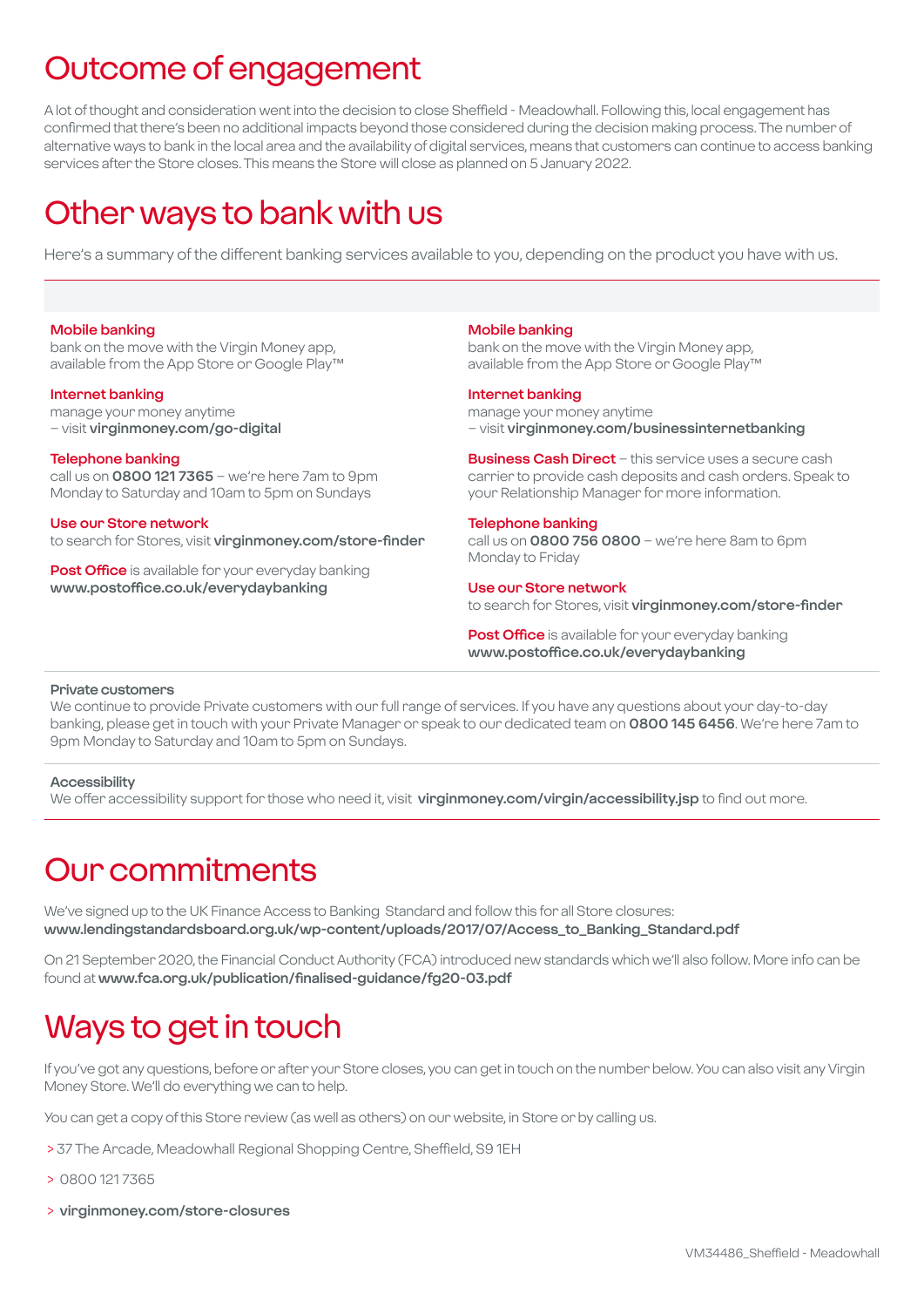# Outcome of engagement

A lot of thought and consideration went into the decision to close Sheffield - Meadowhall. Following this, local engagement has confirmed that there's been no additional impacts beyond those considered during the decision making process. The number of alternative ways to bank in the local area and the availability of digital services, means that customers can continue to access banking services after the Store closes. This means the Store will close as planned on 5 January 2022.

# Other ways to bank with us

Here's a summary of the different banking services available to you, depending on the product you have with us.

**Mobile banking**
bank on the move with the Virgin Money app, available from the App Store or Google Play™

**Internet banking**
manage your money anytime
– visit **virginmoney.com/go-digital**

**Telephone banking**
call us on **0800 121 7365** – we're here 7am to 9pm Monday to Saturday and 10am to 5pm on Sundays

**Use our Store network**
to search for Stores, visit **virginmoney.com/store-finder**

**Post Office** is available for your everyday banking
**www.postoffice.co.uk/everydaybanking**

**Mobile banking**
bank on the move with the Virgin Money app, available from the App Store or Google Play™

**Internet banking**
manage your money anytime
– visit **virginmoney.com/businessinternetbanking**

**Business Cash Direct** – this service uses a secure cash carrier to provide cash deposits and cash orders. Speak to your Relationship Manager for more information.

**Telephone banking**
call us on **0800 756 0800** – we're here 8am to 6pm Monday to Friday

**Use our Store network**
to search for Stores, visit **virginmoney.com/store-finder**

**Post Office** is available for your everyday banking
**www.postoffice.co.uk/everydaybanking**

**Private customers**
We continue to provide Private customers with our full range of services. If you have any questions about your day-to-day banking, please get in touch with your Private Manager or speak to our dedicated team on **0800 145 6456**. We're here 7am to 9pm Monday to Saturday and 10am to 5pm on Sundays.

**Accessibility**
We offer accessibility support for those who need it, visit **virginmoney.com/virgin/accessibility.jsp** to find out more.

# Our commitments

We've signed up to the UK Finance Access to Banking Standard and follow this for all Store closures:
**www.lendingstandardsboard.org.uk/wp-content/uploads/2017/07/Access_to_Banking_Standard.pdf**

On 21 September 2020, the Financial Conduct Authority (FCA) introduced new standards which we'll also follow. More info can be found at **www.fca.org.uk/publication/finalised-guidance/fg20-03.pdf**

# Ways to get in touch

If you've got any questions, before or after your Store closes, you can get in touch on the number below. You can also visit any Virgin Money Store. We'll do everything we can to help.

You can get a copy of this Store review (as well as others) on our website, in Store or by calling us.

> 37 The Arcade, Meadowhall Regional Shopping Centre, Sheffield, S9 1EH

> 0800 121 7365

> **virginmoney.com/store-closures**

VM34486_Sheffield - Meadowhall